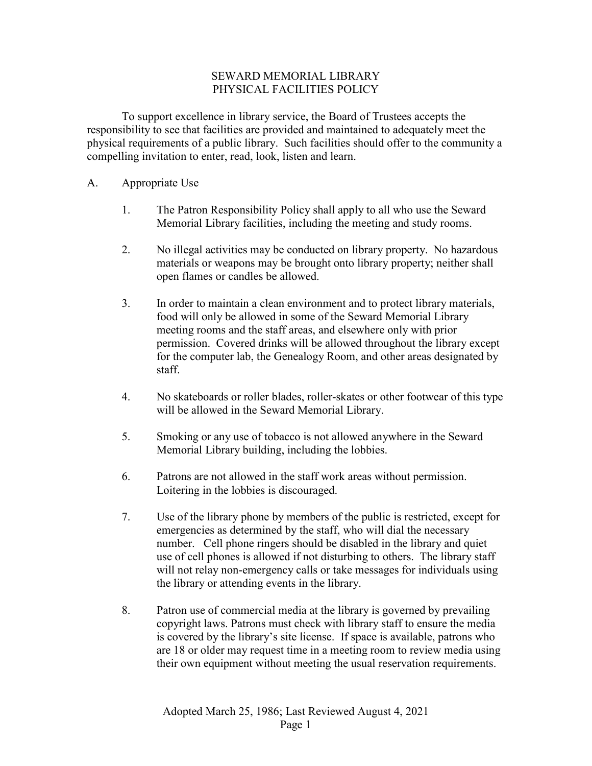# SEWARD MEMORIAL LIBRARY
# PHYSICAL FACILITIES POLICY

To support excellence in library service, the Board of Trustees accepts the responsibility to see that facilities are provided and maintained to adequately meet the physical requirements of a public library. Such facilities should offer to the community a compelling invitation to enter, read, look, listen and learn.

## A. Appropriate Use

1. The Patron Responsibility Policy shall apply to all who use the Seward Memorial Library facilities, including the meeting and study rooms.

2. No illegal activities may be conducted on library property. No hazardous materials or weapons may be brought onto library property; neither shall open flames or candles be allowed.

3. In order to maintain a clean environment and to protect library materials, food will only be allowed in some of the Seward Memorial Library meeting rooms and the staff areas, and elsewhere only with prior permission. Covered drinks will be allowed throughout the library except for the computer lab, the Genealogy Room, and other areas designated by staff.

4. No skateboards or roller blades, roller-skates or other footwear of this type will be allowed in the Seward Memorial Library.

5. Smoking or any use of tobacco is not allowed anywhere in the Seward Memorial Library building, including the lobbies.

6. Patrons are not allowed in the staff work areas without permission. Loitering in the lobbies is discouraged.

7. Use of the library phone by members of the public is restricted, except for emergencies as determined by the staff, who will dial the necessary number. Cell phone ringers should be disabled in the library and quiet use of cell phones is allowed if not disturbing to others. The library staff will not relay non-emergency calls or take messages for individuals using the library or attending events in the library.

8. Patron use of commercial media at the library is governed by prevailing copyright laws. Patrons must check with library staff to ensure the media is covered by the library's site license. If space is available, patrons who are 18 or older may request time in a meeting room to review media using their own equipment without meeting the usual reservation requirements.

Adopted March 25, 1986; Last Reviewed August 4, 2021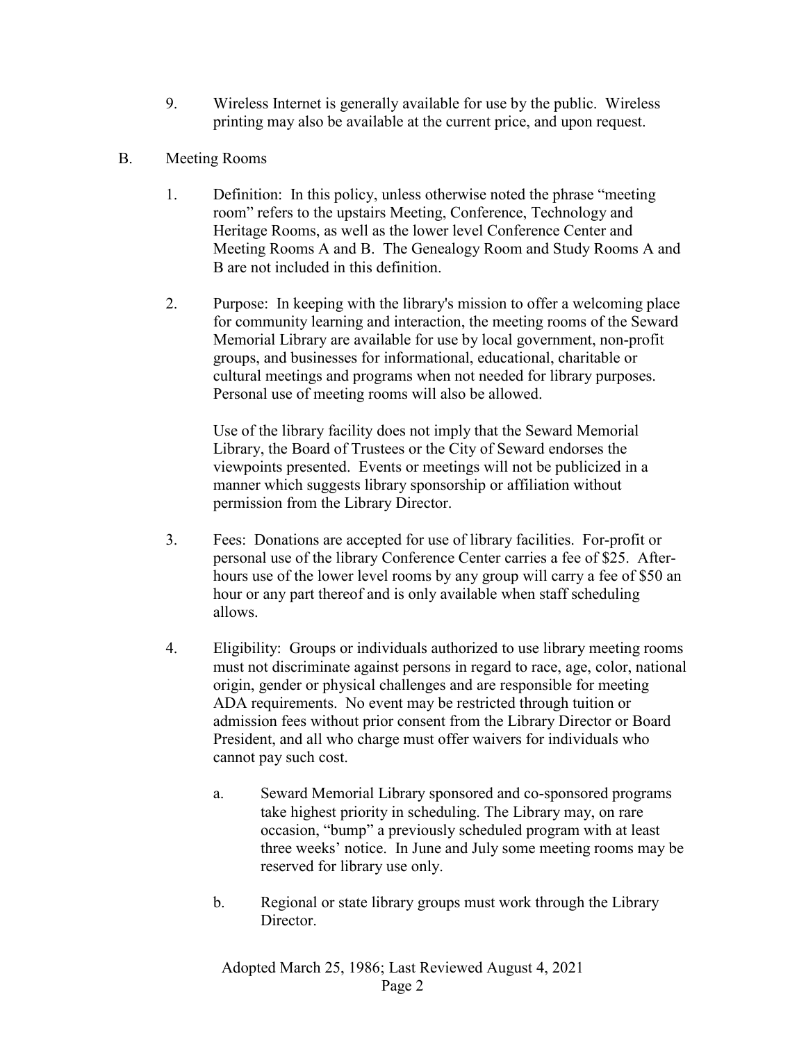9. Wireless Internet is generally available for use by the public. Wireless printing may also be available at the current price, and upon request.

B. Meeting Rooms

1. Definition: In this policy, unless otherwise noted the phrase "meeting room" refers to the upstairs Meeting, Conference, Technology and Heritage Rooms, as well as the lower level Conference Center and Meeting Rooms A and B. The Genealogy Room and Study Rooms A and B are not included in this definition.

2. Purpose: In keeping with the library's mission to offer a welcoming place for community learning and interaction, the meeting rooms of the Seward Memorial Library are available for use by local government, non-profit groups, and businesses for informational, educational, charitable or cultural meetings and programs when not needed for library purposes. Personal use of meeting rooms will also be allowed.

   Use of the library facility does not imply that the Seward Memorial Library, the Board of Trustees or the City of Seward endorses the viewpoints presented. Events or meetings will not be publicized in a manner which suggests library sponsorship or affiliation without permission from the Library Director.

3. Fees: Donations are accepted for use of library facilities. For-profit or personal use of the library Conference Center carries a fee of $25. After-hours use of the lower level rooms by any group will carry a fee of $50 an hour or any part thereof and is only available when staff scheduling allows.

4. Eligibility: Groups or individuals authorized to use library meeting rooms must not discriminate against persons in regard to race, age, color, national origin, gender or physical challenges and are responsible for meeting ADA requirements. No event may be restricted through tuition or admission fees without prior consent from the Library Director or Board President, and all who charge must offer waivers for individuals who cannot pay such cost.

   a. Seward Memorial Library sponsored and co-sponsored programs take highest priority in scheduling. The Library may, on rare occasion, "bump" a previously scheduled program with at least three weeks' notice. In June and July some meeting rooms may be reserved for library use only.

   b. Regional or state library groups must work through the Library Director.

Adopted March 25, 1986; Last Reviewed August 4, 2021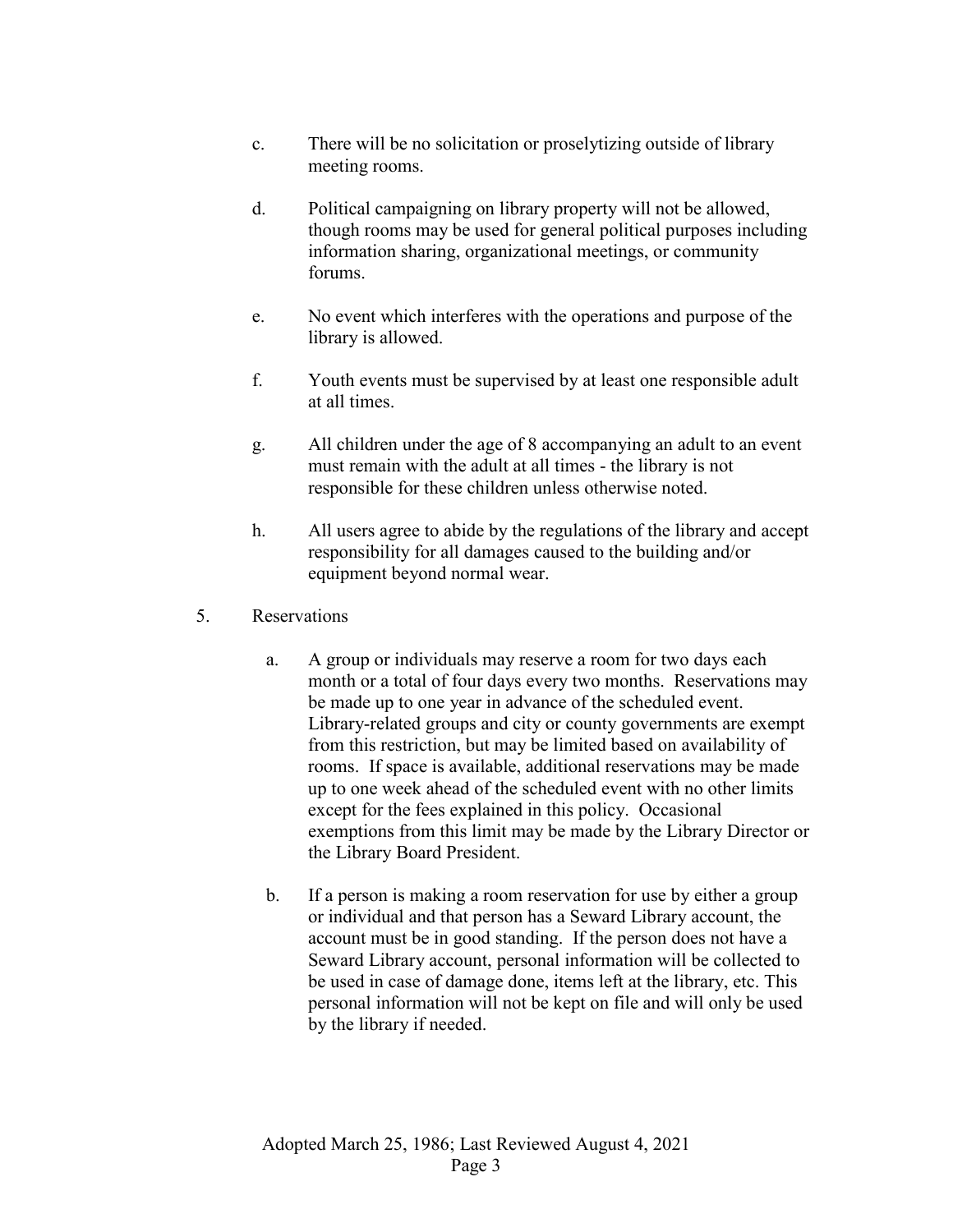c. There will be no solicitation or proselytizing outside of library meeting rooms.

d. Political campaigning on library property will not be allowed, though rooms may be used for general political purposes including information sharing, organizational meetings, or community forums.

e. No event which interferes with the operations and purpose of the library is allowed.

f. Youth events must be supervised by at least one responsible adult at all times.

g. All children under the age of 8 accompanying an adult to an event must remain with the adult at all times - the library is not responsible for these children unless otherwise noted.

h. All users agree to abide by the regulations of the library and accept responsibility for all damages caused to the building and/or equipment beyond normal wear.

5. Reservations

   a. A group or individuals may reserve a room for two days each month or a total of four days every two months. Reservations may be made up to one year in advance of the scheduled event. Library-related groups and city or county governments are exempt from this restriction, but may be limited based on availability of rooms. If space is available, additional reservations may be made up to one week ahead of the scheduled event with no other limits except for the fees explained in this policy. Occasional exemptions from this limit may be made by the Library Director or the Library Board President.

   b. If a person is making a room reservation for use by either a group or individual and that person has a Seward Library account, the account must be in good standing. If the person does not have a Seward Library account, personal information will be collected to be used in case of damage done, items left at the library, etc. This personal information will not be kept on file and will only be used by the library if needed.

Adopted March 25, 1986; Last Reviewed August 4, 2021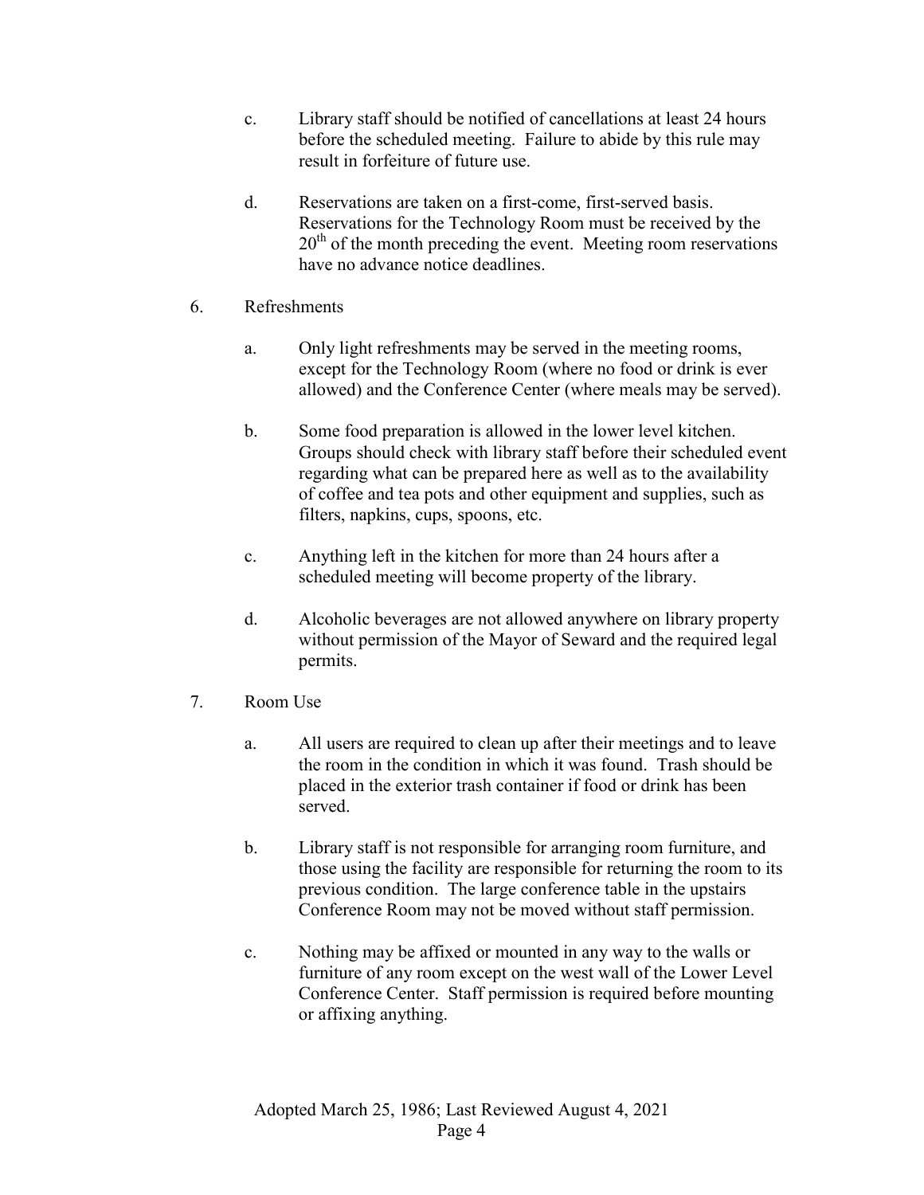c. Library staff should be notified of cancellations at least 24 hours before the scheduled meeting. Failure to abide by this rule may result in forfeiture of future use.

d. Reservations are taken on a first-come, first-served basis. Reservations for the Technology Room must be received by the 20th of the month preceding the event. Meeting room reservations have no advance notice deadlines.

6. Refreshments

   a. Only light refreshments may be served in the meeting rooms, except for the Technology Room (where no food or drink is ever allowed) and the Conference Center (where meals may be served).

   b. Some food preparation is allowed in the lower level kitchen. Groups should check with library staff before their scheduled event regarding what can be prepared here as well as to the availability of coffee and tea pots and other equipment and supplies, such as filters, napkins, cups, spoons, etc.

   c. Anything left in the kitchen for more than 24 hours after a scheduled meeting will become property of the library.

   d. Alcoholic beverages are not allowed anywhere on library property without permission of the Mayor of Seward and the required legal permits.

7. Room Use

   a. All users are required to clean up after their meetings and to leave the room in the condition in which it was found. Trash should be placed in the exterior trash container if food or drink has been served.

   b. Library staff is not responsible for arranging room furniture, and those using the facility are responsible for returning the room to its previous condition. The large conference table in the upstairs Conference Room may not be moved without staff permission.

   c. Nothing may be affixed or mounted in any way to the walls or furniture of any room except on the west wall of the Lower Level Conference Center. Staff permission is required before mounting or affixing anything.

Adopted March 25, 1986; Last Reviewed August 4, 2021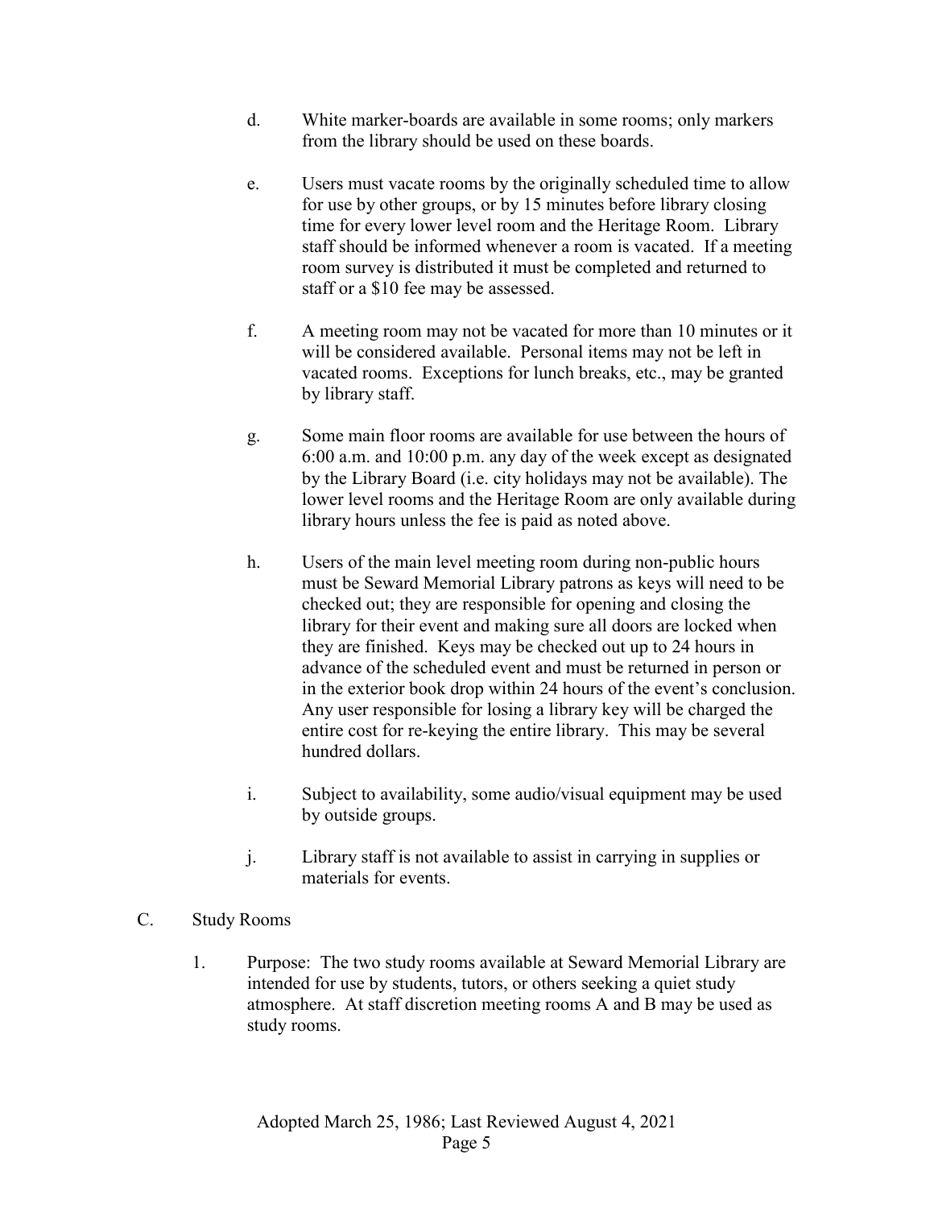d. White marker-boards are available in some rooms; only markers from the library should be used on these boards.

e. Users must vacate rooms by the originally scheduled time to allow for use by other groups, or by 15 minutes before library closing time for every lower level room and the Heritage Room. Library staff should be informed whenever a room is vacated. If a meeting room survey is distributed it must be completed and returned to staff or a $10 fee may be assessed.

f. A meeting room may not be vacated for more than 10 minutes or it will be considered available. Personal items may not be left in vacated rooms. Exceptions for lunch breaks, etc., may be granted by library staff.

g. Some main floor rooms are available for use between the hours of 6:00 a.m. and 10:00 p.m. any day of the week except as designated by the Library Board (i.e. city holidays may not be available). The lower level rooms and the Heritage Room are only available during library hours unless the fee is paid as noted above.

h. Users of the main level meeting room during non-public hours must be Seward Memorial Library patrons as keys will need to be checked out; they are responsible for opening and closing the library for their event and making sure all doors are locked when they are finished. Keys may be checked out up to 24 hours in advance of the scheduled event and must be returned in person or in the exterior book drop within 24 hours of the event's conclusion. Any user responsible for losing a library key will be charged the entire cost for re-keying the entire library. This may be several hundred dollars.

i. Subject to availability, some audio/visual equipment may be used by outside groups.

j. Library staff is not available to assist in carrying in supplies or materials for events.

C. Study Rooms

1. Purpose: The two study rooms available at Seward Memorial Library are intended for use by students, tutors, or others seeking a quiet study atmosphere. At staff discretion meeting rooms A and B may be used as study rooms.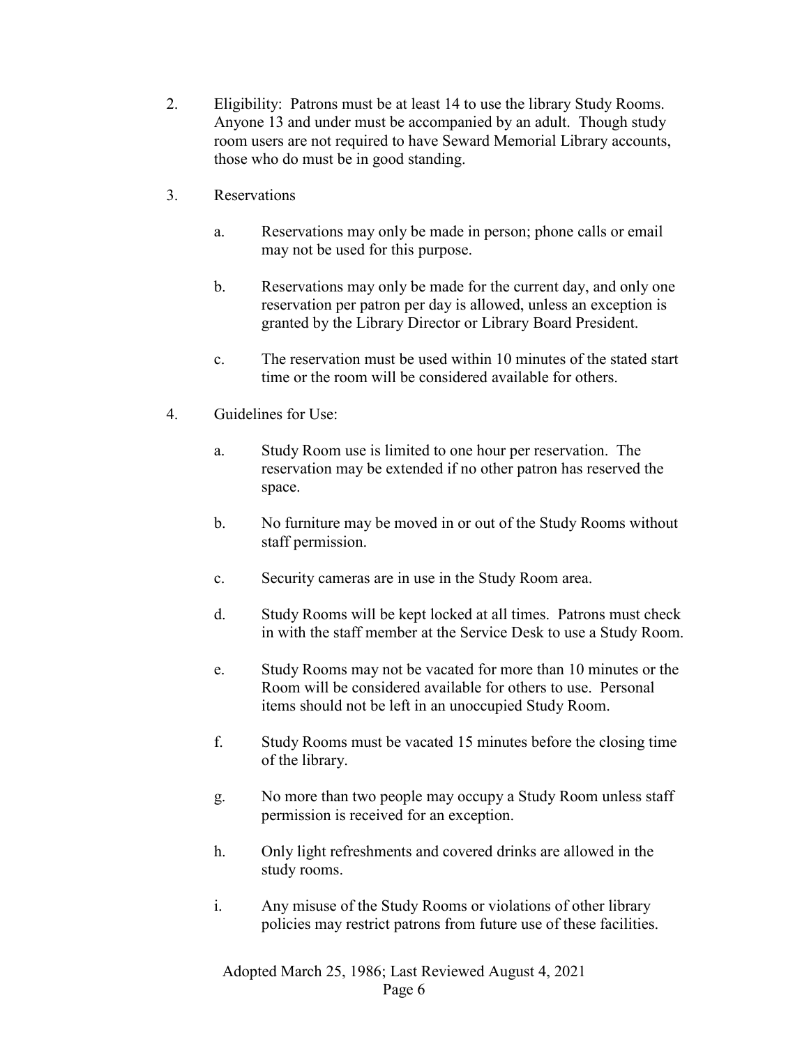2. Eligibility: Patrons must be at least 14 to use the library Study Rooms. Anyone 13 and under must be accompanied by an adult. Though study room users are not required to have Seward Memorial Library accounts, those who do must be in good standing.

3. Reservations

   a. Reservations may only be made in person; phone calls or email may not be used for this purpose.

   b. Reservations may only be made for the current day, and only one reservation per patron per day is allowed, unless an exception is granted by the Library Director or Library Board President.

   c. The reservation must be used within 10 minutes of the stated start time or the room will be considered available for others.

4. Guidelines for Use:

   a. Study Room use is limited to one hour per reservation. The reservation may be extended if no other patron has reserved the space.

   b. No furniture may be moved in or out of the Study Rooms without staff permission.

   c. Security cameras are in use in the Study Room area.

   d. Study Rooms will be kept locked at all times. Patrons must check in with the staff member at the Service Desk to use a Study Room.

   e. Study Rooms may not be vacated for more than 10 minutes or the Room will be considered available for others to use. Personal items should not be left in an unoccupied Study Room.

   f. Study Rooms must be vacated 15 minutes before the closing time of the library.

   g. No more than two people may occupy a Study Room unless staff permission is received for an exception.

   h. Only light refreshments and covered drinks are allowed in the study rooms.

   i. Any misuse of the Study Rooms or violations of other library policies may restrict patrons from future use of these facilities.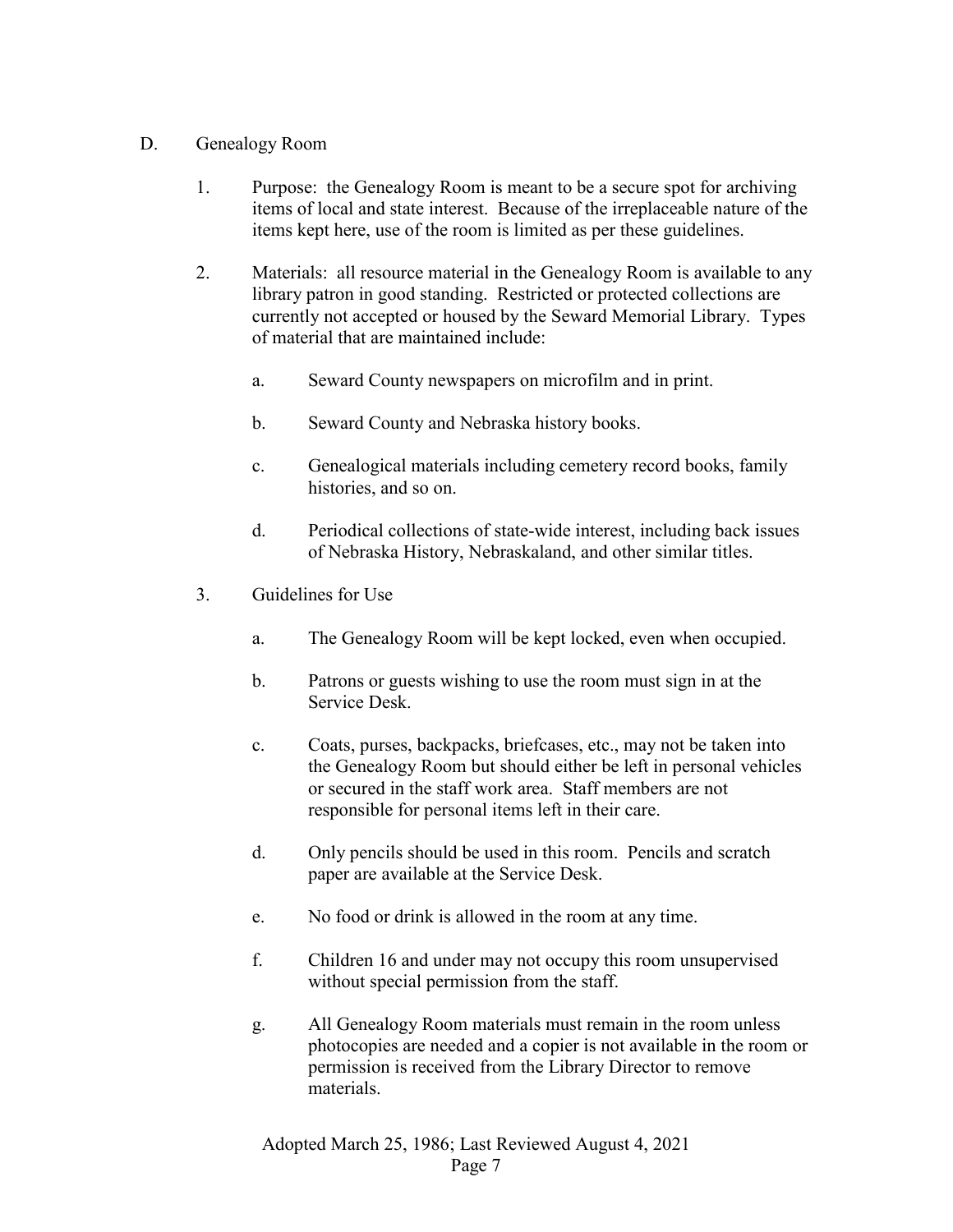D. Genealogy Room

1. Purpose: the Genealogy Room is meant to be a secure spot for archiving items of local and state interest. Because of the irreplaceable nature of the items kept here, use of the room is limited as per these guidelines.

2. Materials: all resource material in the Genealogy Room is available to any library patron in good standing. Restricted or protected collections are currently not accepted or housed by the Seward Memorial Library. Types of material that are maintained include:

   a. Seward County newspapers on microfilm and in print.

   b. Seward County and Nebraska history books.

   c. Genealogical materials including cemetery record books, family histories, and so on.

   d. Periodical collections of state-wide interest, including back issues of Nebraska History, Nebraskaland, and other similar titles.

3. Guidelines for Use

   a. The Genealogy Room will be kept locked, even when occupied.

   b. Patrons or guests wishing to use the room must sign in at the Service Desk.

   c. Coats, purses, backpacks, briefcases, etc., may not be taken into the Genealogy Room but should either be left in personal vehicles or secured in the staff work area. Staff members are not responsible for personal items left in their care.

   d. Only pencils should be used in this room. Pencils and scratch paper are available at the Service Desk.

   e. No food or drink is allowed in the room at any time.

   f. Children 16 and under may not occupy this room unsupervised without special permission from the staff.

   g. All Genealogy Room materials must remain in the room unless photocopies are needed and a copier is not available in the room or permission is received from the Library Director to remove materials.

Adopted March 25, 1986; Last Reviewed August 4, 2021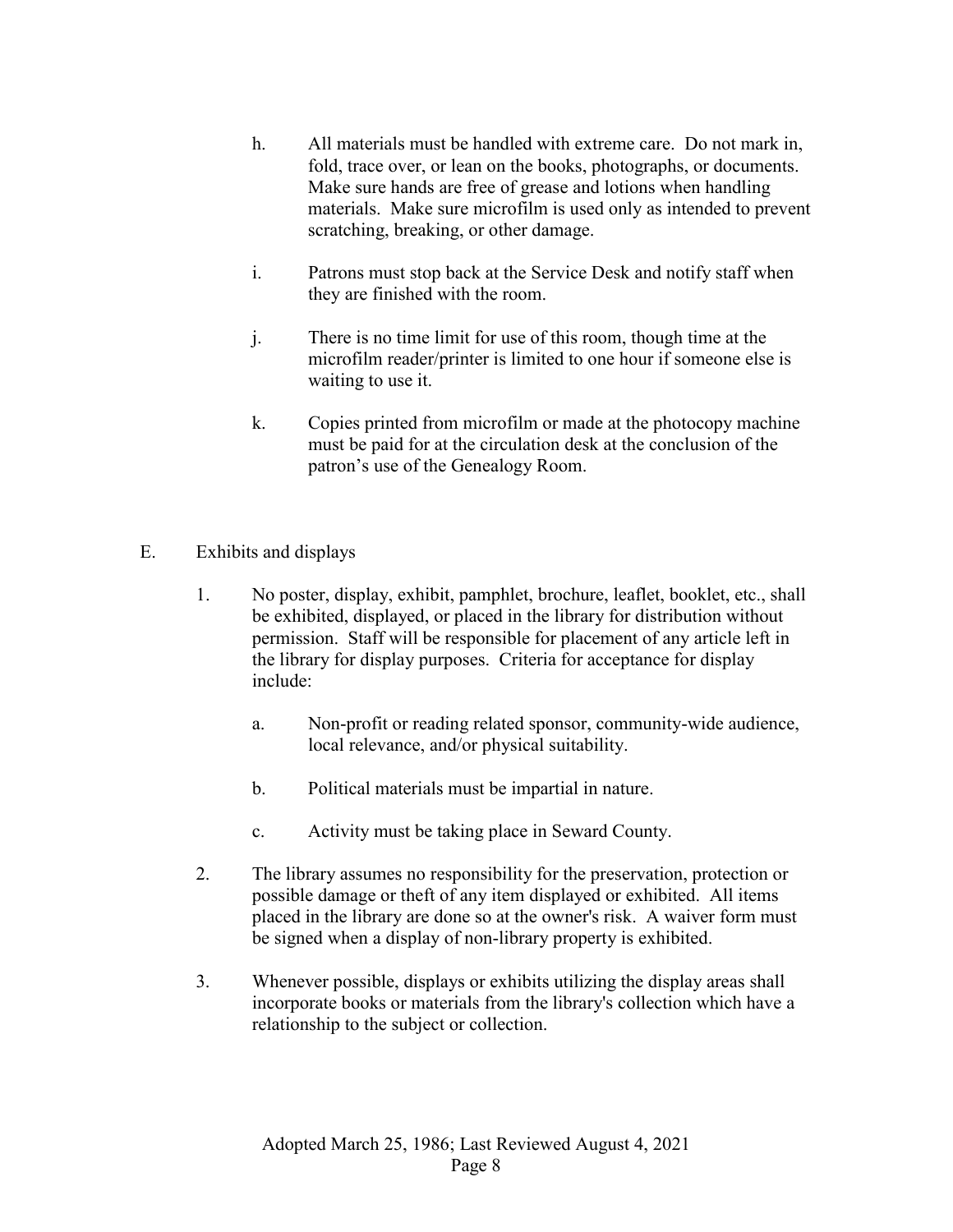h. All materials must be handled with extreme care. Do not mark in, fold, trace over, or lean on the books, photographs, or documents. Make sure hands are free of grease and lotions when handling materials. Make sure microfilm is used only as intended to prevent scratching, breaking, or other damage.

i. Patrons must stop back at the Service Desk and notify staff when they are finished with the room.

j. There is no time limit for use of this room, though time at the microfilm reader/printer is limited to one hour if someone else is waiting to use it.

k. Copies printed from microfilm or made at the photocopy machine must be paid for at the circulation desk at the conclusion of the patron's use of the Genealogy Room.

E. Exhibits and displays

1. No poster, display, exhibit, pamphlet, brochure, leaflet, booklet, etc., shall be exhibited, displayed, or placed in the library for distribution without permission. Staff will be responsible for placement of any article left in the library for display purposes. Criteria for acceptance for display include:

   a. Non-profit or reading related sponsor, community-wide audience, local relevance, and/or physical suitability.

   b. Political materials must be impartial in nature.

   c. Activity must be taking place in Seward County.

2. The library assumes no responsibility for the preservation, protection or possible damage or theft of any item displayed or exhibited. All items placed in the library are done so at the owner's risk. A waiver form must be signed when a display of non-library property is exhibited.

3. Whenever possible, displays or exhibits utilizing the display areas shall incorporate books or materials from the library's collection which have a relationship to the subject or collection.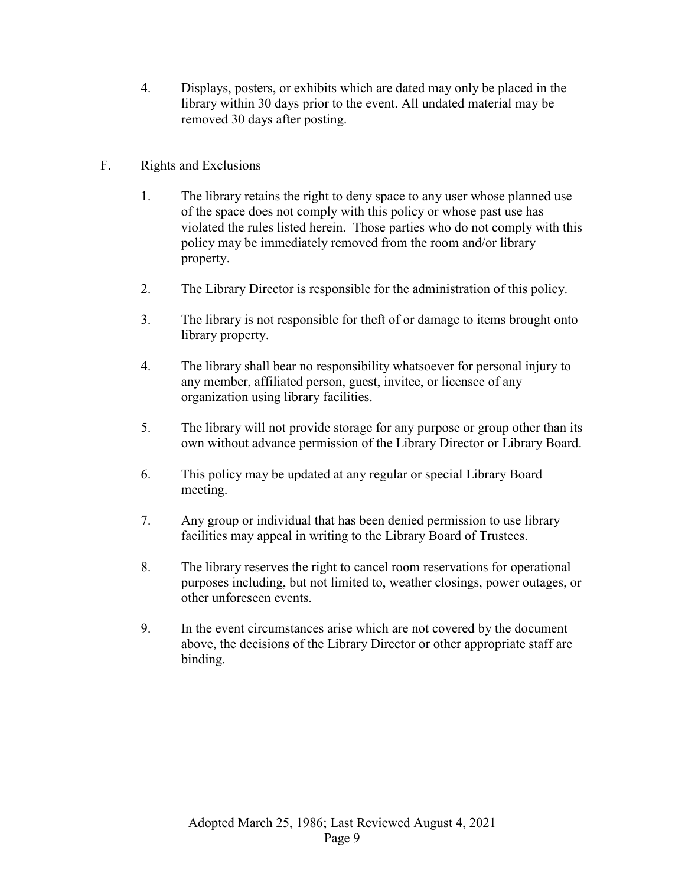4. Displays, posters, or exhibits which are dated may only be placed in the library within 30 days prior to the event. All undated material may be removed 30 days after posting.

F. Rights and Exclusions

1. The library retains the right to deny space to any user whose planned use of the space does not comply with this policy or whose past use has violated the rules listed herein. Those parties who do not comply with this policy may be immediately removed from the room and/or library property.

2. The Library Director is responsible for the administration of this policy.

3. The library is not responsible for theft of or damage to items brought onto library property.

4. The library shall bear no responsibility whatsoever for personal injury to any member, affiliated person, guest, invitee, or licensee of any organization using library facilities.

5. The library will not provide storage for any purpose or group other than its own without advance permission of the Library Director or Library Board.

6. This policy may be updated at any regular or special Library Board meeting.

7. Any group or individual that has been denied permission to use library facilities may appeal in writing to the Library Board of Trustees.

8. The library reserves the right to cancel room reservations for operational purposes including, but not limited to, weather closings, power outages, or other unforeseen events.

9. In the event circumstances arise which are not covered by the document above, the decisions of the Library Director or other appropriate staff are binding.